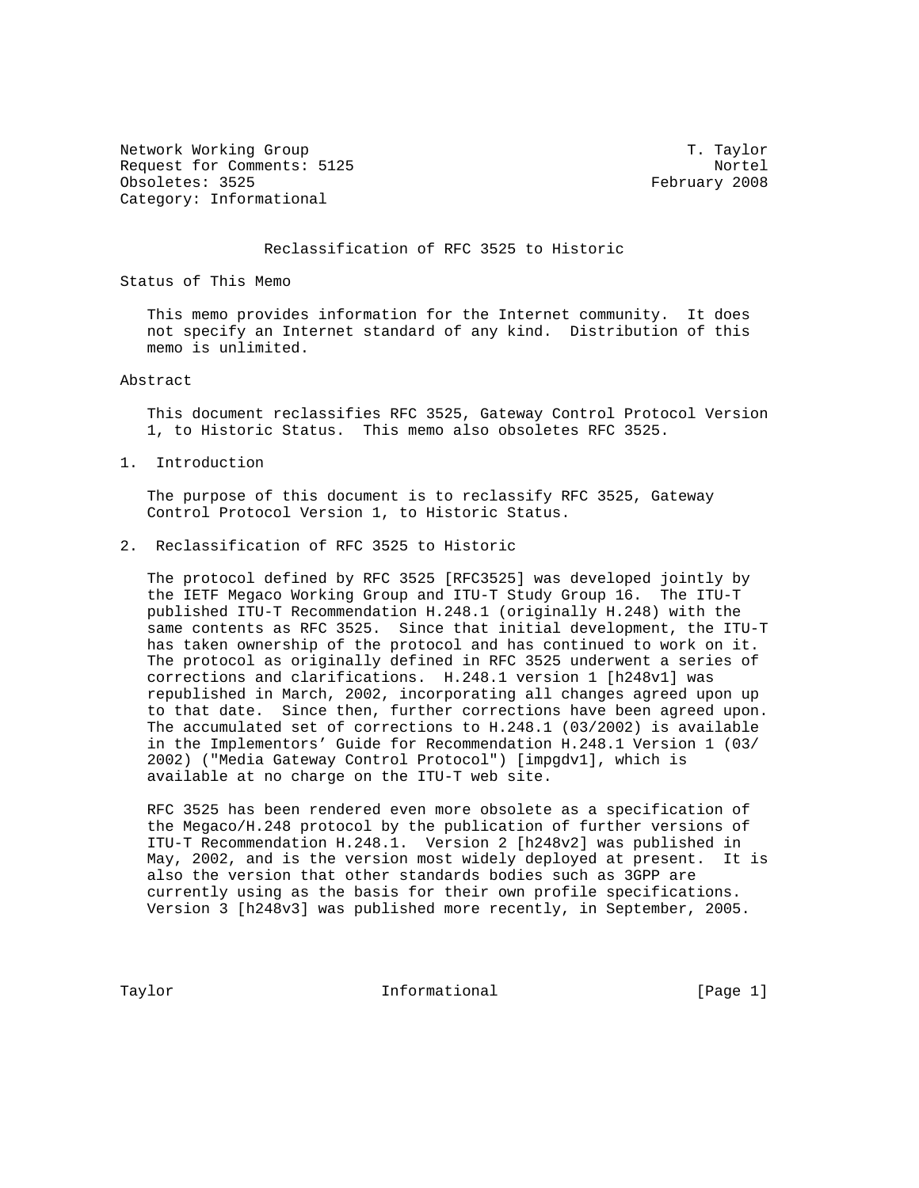Network Working Group T. Taylor
Request for Comments: 5125 Nortel
Obsoletes: 3525 February 2008
Category: Informational

# Reclassification of RFC 3525 to Historic

## Status of This Memo

This memo provides information for the Internet community. It does not specify an Internet standard of any kind. Distribution of this memo is unlimited.

## Abstract

This document reclassifies RFC 3525, Gateway Control Protocol Version 1, to Historic Status. This memo also obsoletes RFC 3525.

## 1. Introduction

The purpose of this document is to reclassify RFC 3525, Gateway Control Protocol Version 1, to Historic Status.

## 2. Reclassification of RFC 3525 to Historic

The protocol defined by RFC 3525 [RFC3525] was developed jointly by the IETF Megaco Working Group and ITU-T Study Group 16. The ITU-T published ITU-T Recommendation H.248.1 (originally H.248) with the same contents as RFC 3525. Since that initial development, the ITU-T has taken ownership of the protocol and has continued to work on it. The protocol as originally defined in RFC 3525 underwent a series of corrections and clarifications. H.248.1 version 1 [h248v1] was republished in March, 2002, incorporating all changes agreed upon up to that date. Since then, further corrections have been agreed upon. The accumulated set of corrections to H.248.1 (03/2002) is available in the Implementors' Guide for Recommendation H.248.1 Version 1 (03/2002) ("Media Gateway Control Protocol") [impgdv1], which is available at no charge on the ITU-T web site.

RFC 3525 has been rendered even more obsolete as a specification of the Megaco/H.248 protocol by the publication of further versions of ITU-T Recommendation H.248.1. Version 2 [h248v2] was published in May, 2002, and is the version most widely deployed at present. It is also the version that other standards bodies such as 3GPP are currently using as the basis for their own profile specifications. Version 3 [h248v3] was published more recently, in September, 2005.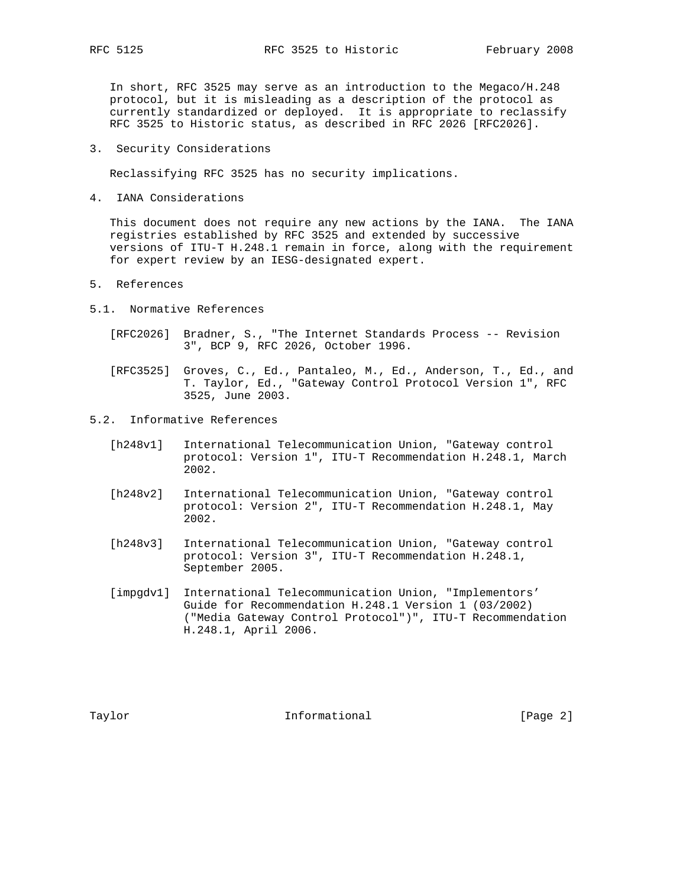In short, RFC 3525 may serve as an introduction to the Megaco/H.248 protocol, but it is misleading as a description of the protocol as currently standardized or deployed. It is appropriate to reclassify RFC 3525 to Historic status, as described in RFC 2026 [RFC2026].

## 3. Security Considerations

Reclassifying RFC 3525 has no security implications.

## 4. IANA Considerations

This document does not require any new actions by the IANA. The IANA registries established by RFC 3525 and extended by successive versions of ITU-T H.248.1 remain in force, along with the requirement for expert review by an IESG-designated expert.

## 5. References

### 5.1. Normative References

[RFC2026] Bradner, S., "The Internet Standards Process -- Revision 3", BCP 9, RFC 2026, October 1996.

[RFC3525] Groves, C., Ed., Pantaleo, M., Ed., Anderson, T., Ed., and T. Taylor, Ed., "Gateway Control Protocol Version 1", RFC 3525, June 2003.

### 5.2. Informative References

[h248v1] International Telecommunication Union, "Gateway control protocol: Version 1", ITU-T Recommendation H.248.1, March 2002.

[h248v2] International Telecommunication Union, "Gateway control protocol: Version 2", ITU-T Recommendation H.248.1, May 2002.

[h248v3] International Telecommunication Union, "Gateway control protocol: Version 3", ITU-T Recommendation H.248.1, September 2005.

[impgdv1] International Telecommunication Union, "Implementors' Guide for Recommendation H.248.1 Version 1 (03/2002) ("Media Gateway Control Protocol")", ITU-T Recommendation H.248.1, April 2006.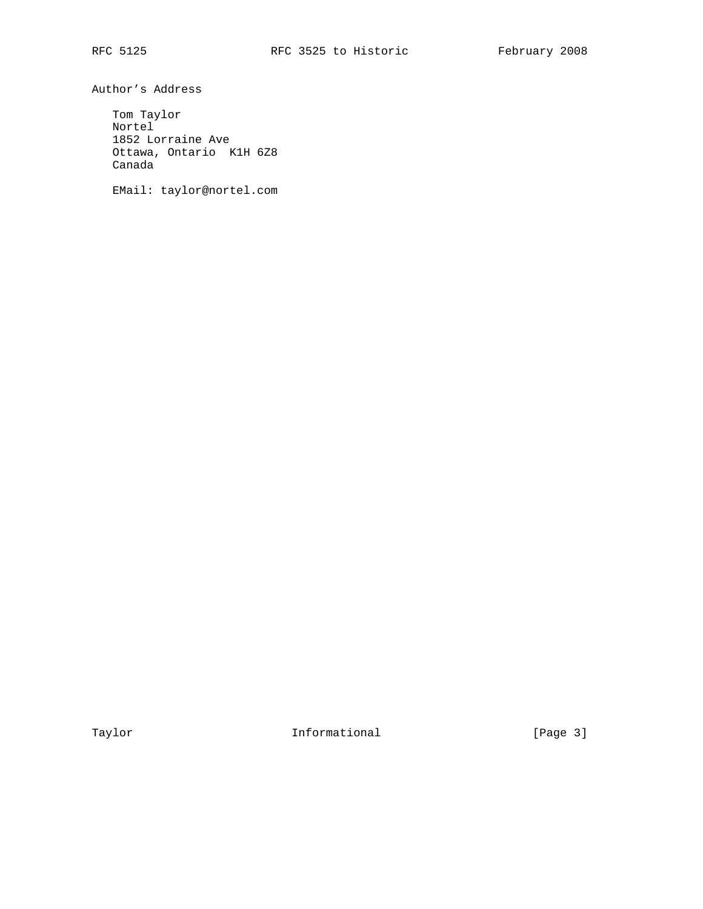## Author's Address

Tom Taylor
Nortel
1852 Lorraine Ave
Ottawa, Ontario  K1H 6Z8
Canada

EMail: taylor@nortel.com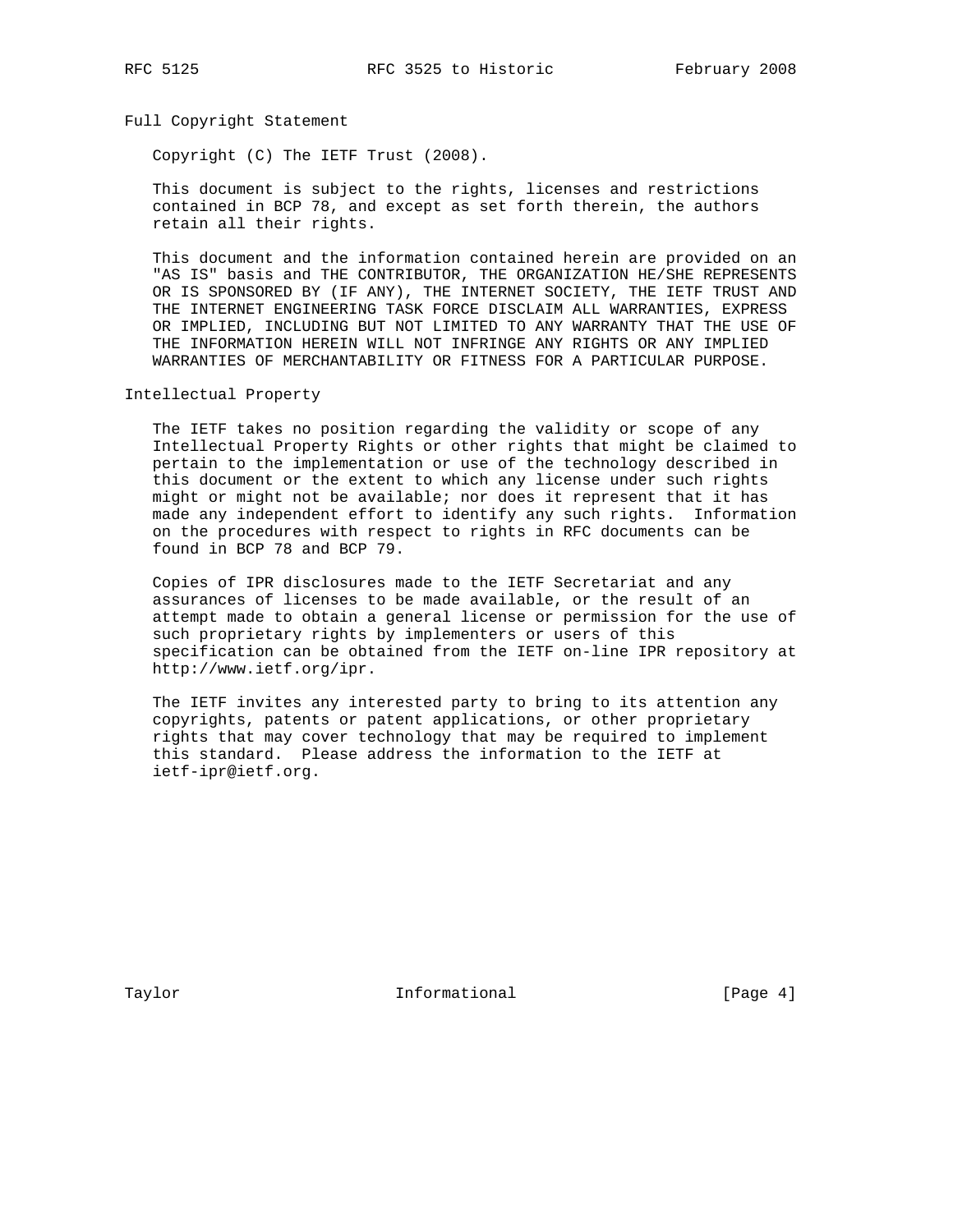## Full Copyright Statement

Copyright (C) The IETF Trust (2008).

This document is subject to the rights, licenses and restrictions contained in BCP 78, and except as set forth therein, the authors retain all their rights.

This document and the information contained herein are provided on an "AS IS" basis and THE CONTRIBUTOR, THE ORGANIZATION HE/SHE REPRESENTS OR IS SPONSORED BY (IF ANY), THE INTERNET SOCIETY, THE IETF TRUST AND THE INTERNET ENGINEERING TASK FORCE DISCLAIM ALL WARRANTIES, EXPRESS OR IMPLIED, INCLUDING BUT NOT LIMITED TO ANY WARRANTY THAT THE USE OF THE INFORMATION HEREIN WILL NOT INFRINGE ANY RIGHTS OR ANY IMPLIED WARRANTIES OF MERCHANTABILITY OR FITNESS FOR A PARTICULAR PURPOSE.

## Intellectual Property

The IETF takes no position regarding the validity or scope of any Intellectual Property Rights or other rights that might be claimed to pertain to the implementation or use of the technology described in this document or the extent to which any license under such rights might or might not be available; nor does it represent that it has made any independent effort to identify any such rights. Information on the procedures with respect to rights in RFC documents can be found in BCP 78 and BCP 79.

Copies of IPR disclosures made to the IETF Secretariat and any assurances of licenses to be made available, or the result of an attempt made to obtain a general license or permission for the use of such proprietary rights by implementers or users of this specification can be obtained from the IETF on-line IPR repository at http://www.ietf.org/ipr.

The IETF invites any interested party to bring to its attention any copyrights, patents or patent applications, or other proprietary rights that may cover technology that may be required to implement this standard. Please address the information to the IETF at ietf-ipr@ietf.org.